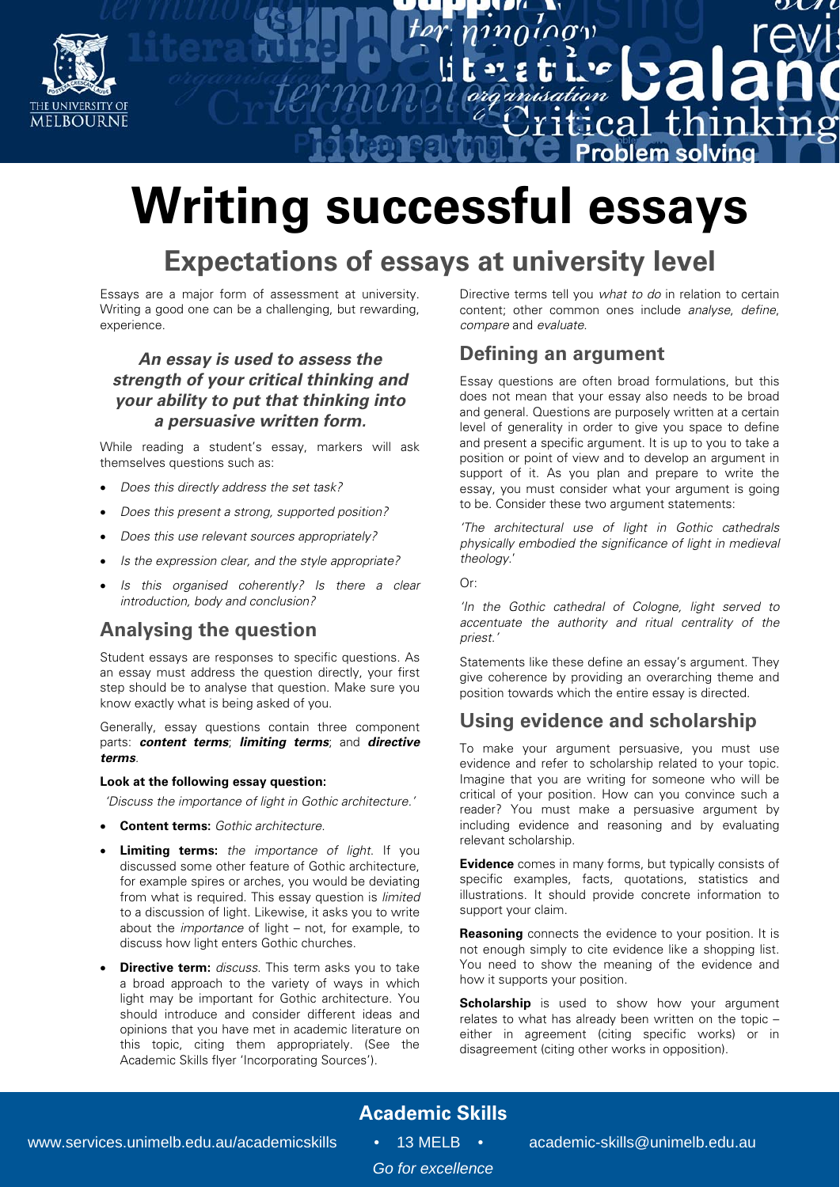# Writing successful essays

## Expectations of essays at university level

Essays are a major form of assessment at university. Writing a good one can be a challenging, but rewarding, experience.

***An essay is used to assess the strength of your critical thinking and your ability to put that thinking into a persuasive written form.***

While reading a student's essay, markers will ask themselves questions such as:

- *Does this directly address the set task?*
- *Does this present a strong, supported position?*
- *Does this use relevant sources appropriately?*
- *Is the expression clear, and the style appropriate?*
- *Is this organised coherently? Is there a clear introduction, body and conclusion?*

## Analysing the question

Student essays are responses to specific questions. As an essay must address the question directly, your first step should be to analyse that question. Make sure you know exactly what is being asked of you.

Generally, essay questions contain three component parts: ***content terms***; ***limiting terms***; and ***directive terms***.

**Look at the following essay question:**

*'Discuss the importance of light in Gothic architecture.'*

- **Content terms:** *Gothic architecture.*
- **Limiting terms:** *the importance of light.* If you discussed some other feature of Gothic architecture, for example spires or arches, you would be deviating from what is required. This essay question is *limited* to a discussion of light. Likewise, it asks you to write about the *importance* of light – not, for example, to discuss how light enters Gothic churches.
- **Directive term:** *discuss.* This term asks you to take a broad approach to the variety of ways in which light may be important for Gothic architecture. You should introduce and consider different ideas and opinions that you have met in academic literature on this topic, citing them appropriately. (See the Academic Skills flyer 'Incorporating Sources').

Directive terms tell you *what to do* in relation to certain content; other common ones include *analyse*, *define*, *compare* and *evaluate*.

## Defining an argument

Essay questions are often broad formulations, but this does not mean that your essay also needs to be broad and general. Questions are purposely written at a certain level of generality in order to give you space to define and present a specific argument. It is up to you to take a position or point of view and to develop an argument in support of it. As you plan and prepare to write the essay, you must consider what your argument is going to be. Consider these two argument statements:

*'The architectural use of light in Gothic cathedrals physically embodied the significance of light in medieval theology.'*

Or:

*'In the Gothic cathedral of Cologne, light served to accentuate the authority and ritual centrality of the priest.'*

Statements like these define an essay's argument. They give coherence by providing an overarching theme and position towards which the entire essay is directed.

## Using evidence and scholarship

To make your argument persuasive, you must use evidence and refer to scholarship related to your topic. Imagine that you are writing for someone who will be critical of your position. How can you convince such a reader? You must make a persuasive argument by including evidence and reasoning and by evaluating relevant scholarship.

**Evidence** comes in many forms, but typically consists of specific examples, facts, quotations, statistics and illustrations. It should provide concrete information to support your claim.

**Reasoning** connects the evidence to your position. It is not enough simply to cite evidence like a shopping list. You need to show the meaning of the evidence and how it supports your position.

**Scholarship** is used to show how your argument relates to what has already been written on the topic – either in agreement (citing specific works) or in disagreement (citing other works in opposition).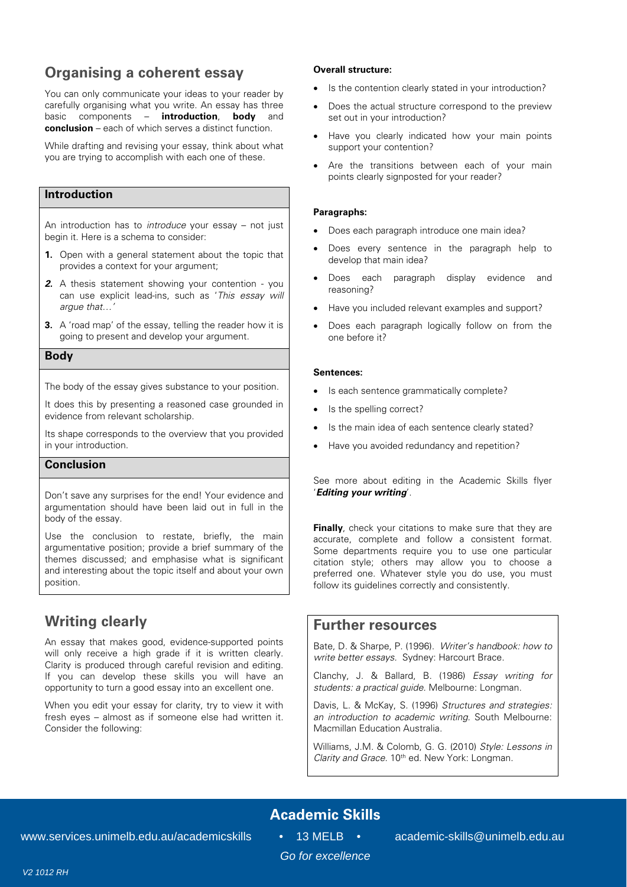## Organising a coherent essay

You can only communicate your ideas to your reader by carefully organising what you write. An essay has three basic components – **introduction**, **body** and **conclusion** – each of which serves a distinct function.

While drafting and revising your essay, think about what you are trying to accomplish with each one of these.

### Introduction

An introduction has to *introduce* your essay – not just begin it. Here is a schema to consider:

1. Open with a general statement about the topic that provides a context for your argument;
2. A thesis statement showing your contention - you can use explicit lead-ins, such as '*This essay will argue that…*'
3. A 'road map' of the essay, telling the reader how it is going to present and develop your argument.

### Body

The body of the essay gives substance to your position.

It does this by presenting a reasoned case grounded in evidence from relevant scholarship.

Its shape corresponds to the overview that you provided in your introduction.

### Conclusion

Don't save any surprises for the end! Your evidence and argumentation should have been laid out in full in the body of the essay.

Use the conclusion to restate, briefly, the main argumentative position; provide a brief summary of the themes discussed; and emphasise what is significant and interesting about the topic itself and about your own position.

## Writing clearly

An essay that makes good, evidence-supported points will only receive a high grade if it is written clearly. Clarity is produced through careful revision and editing. If you can develop these skills you will have an opportunity to turn a good essay into an excellent one.

When you edit your essay for clarity, try to view it with fresh eyes – almost as if someone else had written it. Consider the following:

**Overall structure:**

- Is the contention clearly stated in your introduction?
- Does the actual structure correspond to the preview set out in your introduction?
- Have you clearly indicated how your main points support your contention?
- Are the transitions between each of your main points clearly signposted for your reader?

**Paragraphs:**

- Does each paragraph introduce one main idea?
- Does every sentence in the paragraph help to develop that main idea?
- Does each paragraph display evidence and reasoning?
- Have you included relevant examples and support?
- Does each paragraph logically follow on from the one before it?

**Sentences:**

- Is each sentence grammatically complete?
- Is the spelling correct?
- Is the main idea of each sentence clearly stated?
- Have you avoided redundancy and repetition?

See more about editing in the Academic Skills flyer '***Editing your writing***'.

**Finally**, check your citations to make sure that they are accurate, complete and follow a consistent format. Some departments require you to use one particular citation style; others may allow you to choose a preferred one. Whatever style you do use, you must follow its guidelines correctly and consistently.

## Further resources

Bate, D. & Sharpe, P. (1996). *Writer's handbook: how to write better essays.* Sydney: Harcourt Brace.

Clanchy, J. & Ballard, B. (1986) *Essay writing for students: a practical guide.* Melbourne: Longman.

Davis, L. & McKay, S. (1996) *Structures and strategies: an introduction to academic writing.* South Melbourne: Macmillan Education Australia.

Williams, J.M. & Colomb, G. G. (2010) *Style: Lessons in Clarity and Grace.* 10th ed. New York: Longman.

**Academic Skills**

www.services.unimelb.edu.au/academicskills • 13 MELB • academic-skills@unimelb.edu.au

*Go for excellence*